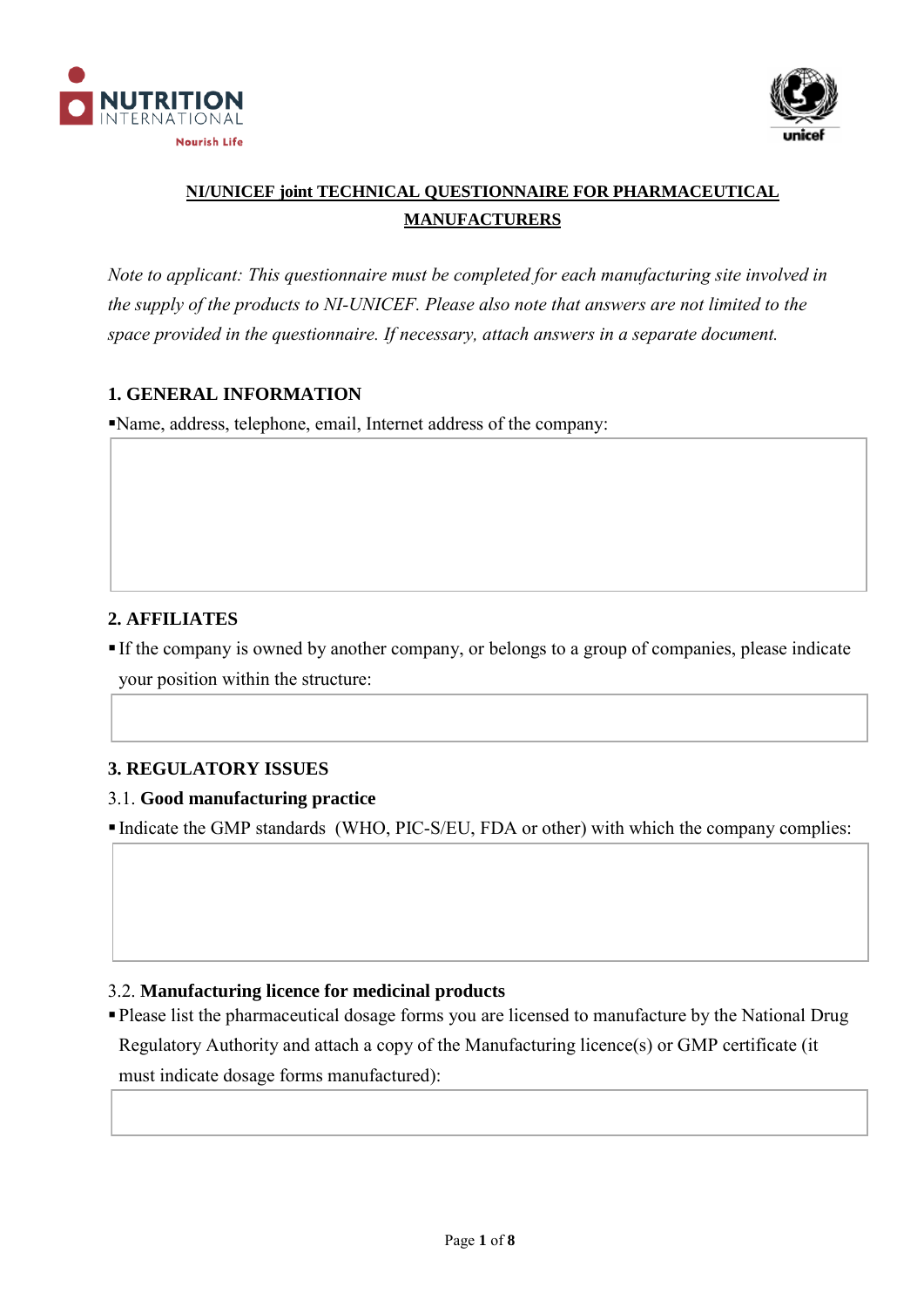# NI/UNICEF joint TECHNICAL QUESTIONNAIRE FOR PHARMACEUTICAL MANUFACTURERS

*Note to applicant: This questionnaire must be completed for each manufacturing site involved in the supply of the products to NI-UNICEF. Please also note that answers are not limited to the space provided in the questionnaire. If necessary, attach answers in a separate document.*

## 1. GENERAL INFORMATION

- Name, address, telephone, email, Internet address of the company:

## 2. AFFILIATES

- If the company is owned by another company, or belongs to a group of companies, please indicate your position within the structure:

## 3. REGULATORY ISSUES

### 3.1. Good manufacturing practice

- Indicate the GMP standards (WHO, PIC-S/EU, FDA or other) with which the company complies:

### 3.2. Manufacturing licence for medicinal products

- Please list the pharmaceutical dosage forms you are licensed to manufacture by the National Drug Regulatory Authority and attach a copy of the Manufacturing licence(s) or GMP certificate (it must indicate dosage forms manufactured):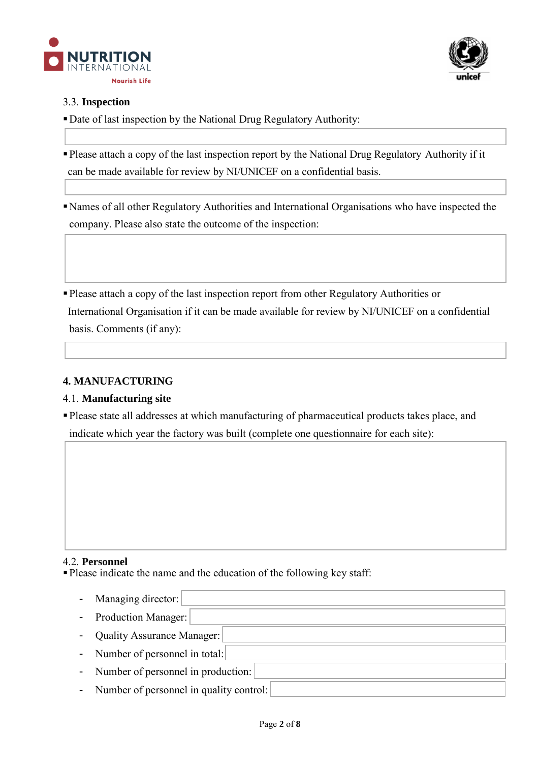### 3.3. **Inspection**

- Date of last inspection by the National Drug Regulatory Authority:

- Please attach a copy of the last inspection report by the National Drug Regulatory Authority if it can be made available for review by NI/UNICEF on a confidential basis.

- Names of all other Regulatory Authorities and International Organisations who have inspected the company. Please also state the outcome of the inspection:

- Please attach a copy of the last inspection report from other Regulatory Authorities or International Organisation if it can be made available for review by NI/UNICEF on a confidential basis. Comments (if any):

## 4. MANUFACTURING

### 4.1. **Manufacturing site**

- Please state all addresses at which manufacturing of pharmaceutical products takes place, and indicate which year the factory was built (complete one questionnaire for each site):

### 4.2. **Personnel**

- Please indicate the name and the education of the following key staff:
  - Managing director:
  - Production Manager:
  - Quality Assurance Manager:
  - Number of personnel in total:
  - Number of personnel in production:
  - Number of personnel in quality control: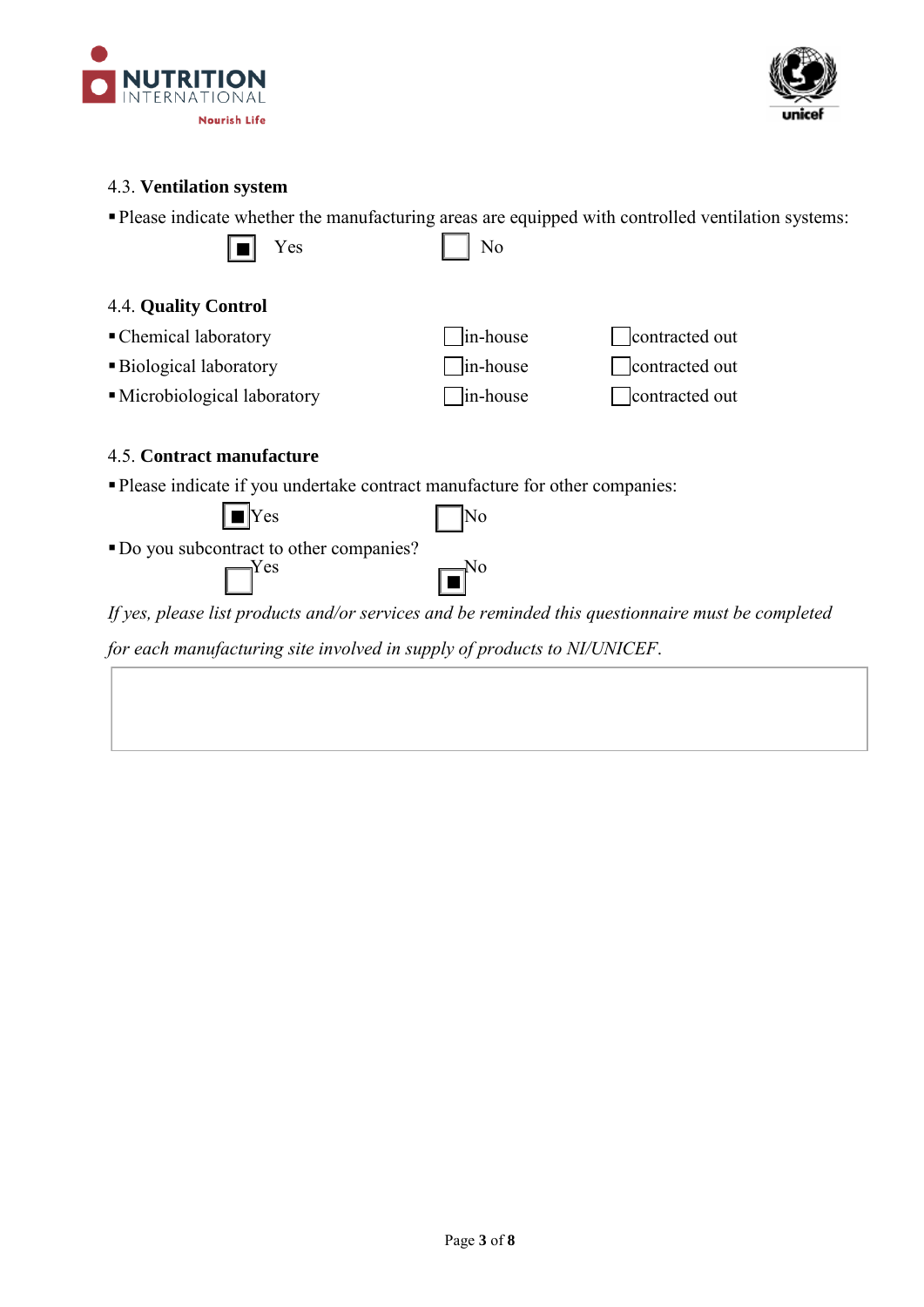4.3. **Ventilation system**

- Please indicate whether the manufacturing areas are equipped with controlled ventilation systems:

  ☒ Yes  ☐ No

4.4. **Quality Control**

| | | |
|---|---|---|
| Chemical laboratory | ☐ in-house | ☐ contracted out |
| Biological laboratory | ☐ in-house | ☐ contracted out |
| Microbiological laboratory | ☐ in-house | ☐ contracted out |

4.5. **Contract manufacture**

- Please indicate if you undertake contract manufacture for other companies:

  ☒ Yes  ☐ No

- Do you subcontract to other companies?

  ☐ Yes  ☒ No

*If yes, please list products and/or services and be reminded this questionnaire must be completed for each manufacturing site involved in supply of products to NI/UNICEF.*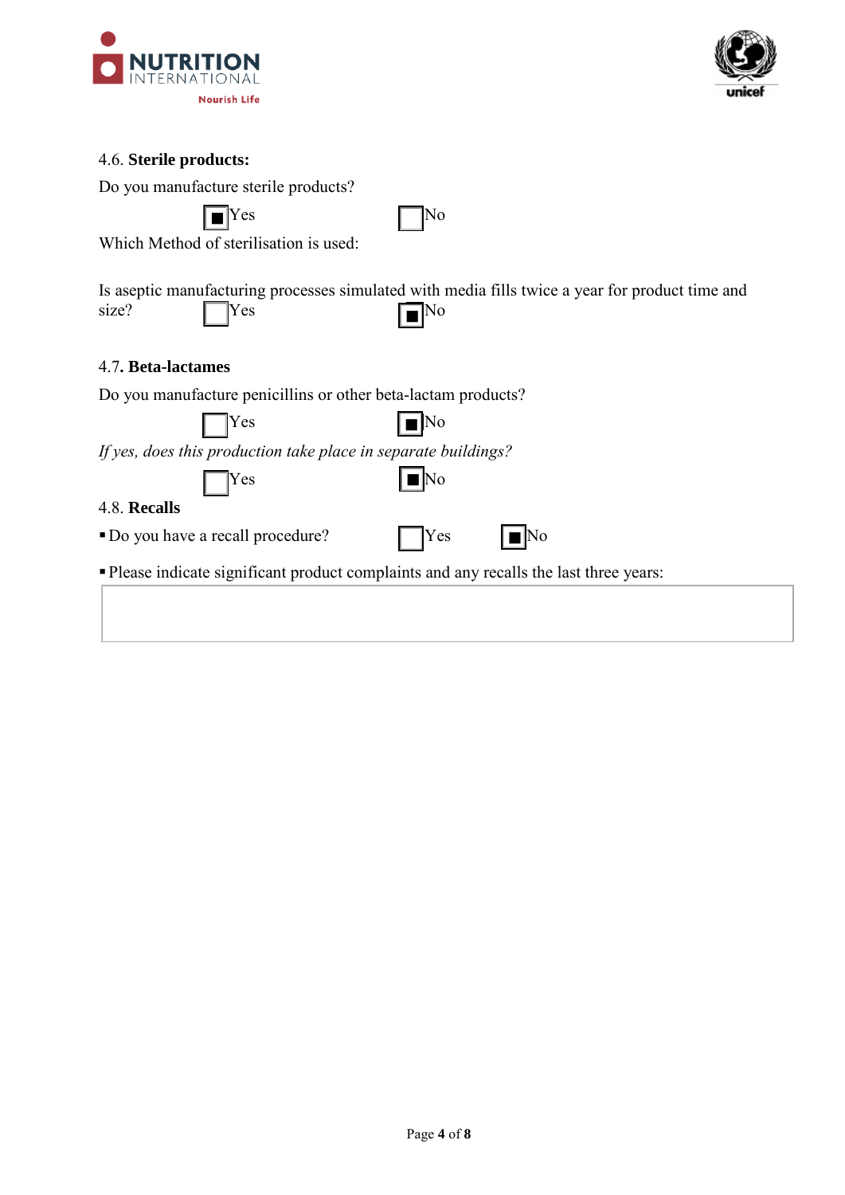4.6. **Sterile products:**

Do you manufacture sterile products?

☒ Yes ☐ No

Which Method of sterilisation is used:

Is aseptic manufacturing processes simulated with media fills twice a year for product time and size? ☐ Yes ☒ No

4.7**. Beta-lactames**

Do you manufacture penicillins or other beta-lactam products?

☐ Yes ☒ No

*If yes, does this production take place in separate buildings?*

☐ Yes ☒ No

4.8. **Recalls**

- Do you have a recall procedure? ☐ Yes ☒ No
- Please indicate significant product complaints and any recalls the last three years:

| |
|---|
| |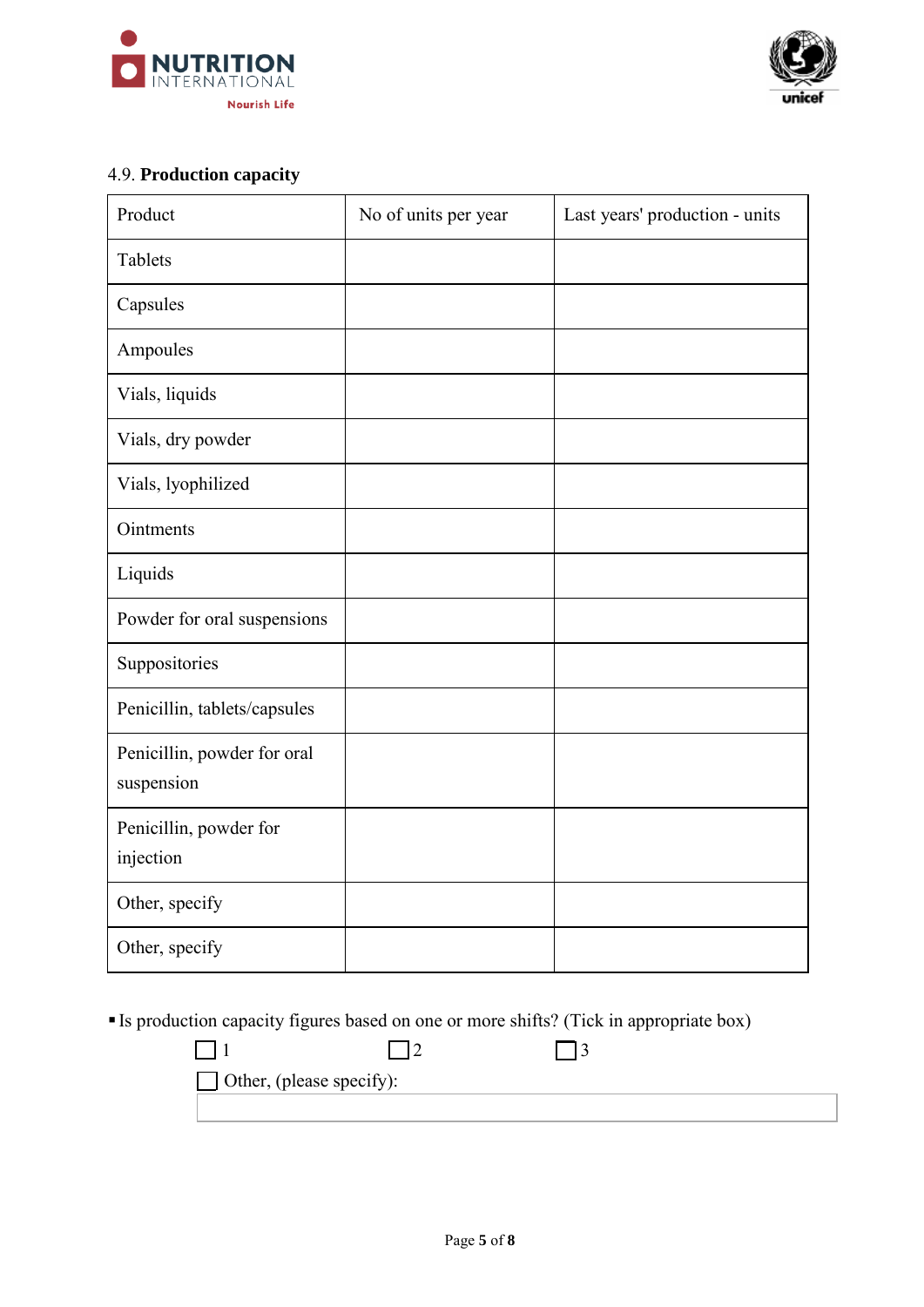### 4.9. **Production capacity**

| Product | No of units per year | Last years' production - units |
| --- | --- | --- |
| Tablets | | |
| Capsules | | |
| Ampoules | | |
| Vials, liquids | | |
| Vials, dry powder | | |
| Vials, lyophilized | | |
| Ointments | | |
| Liquids | | |
| Powder for oral suspensions | | |
| Suppositories | | |
| Penicillin, tablets/capsules | | |
| Penicillin, powder for oral suspension | | |
| Penicillin, powder for injection | | |
| Other, specify | | |
| Other, specify | | |

- Is production capacity figures based on one or more shifts? (Tick in appropriate box)

☐ 1 ☐ 2 ☐ 3

☐ Other, (please specify):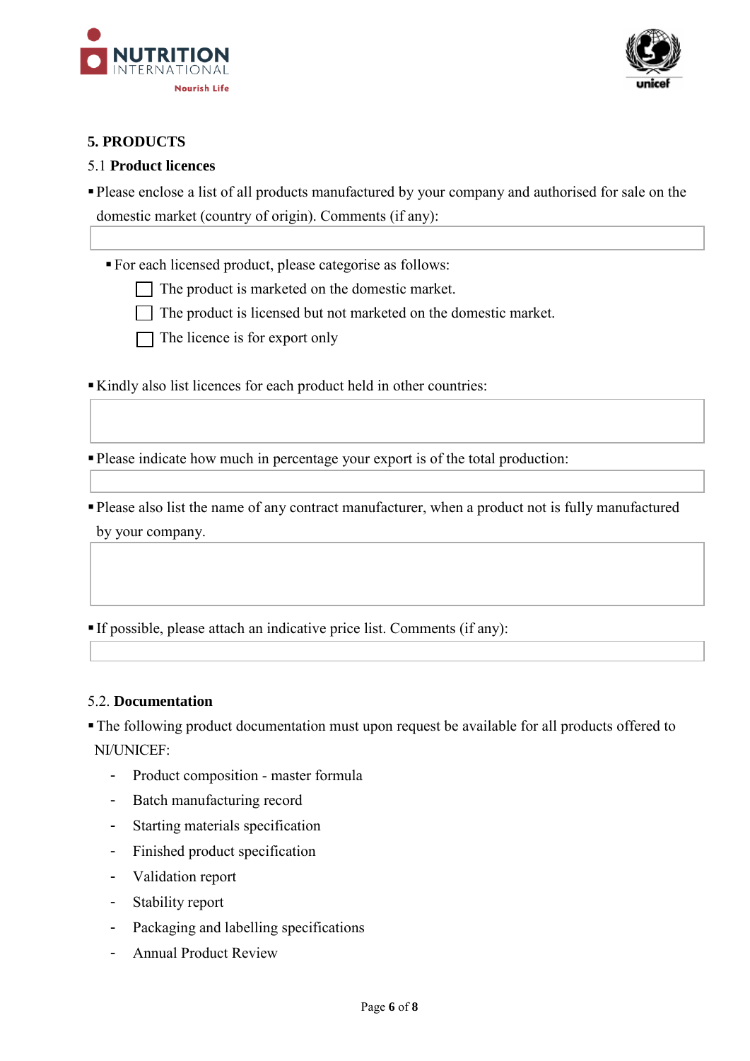## 5. PRODUCTS

### 5.1 **Product licences**

- Please enclose a list of all products manufactured by your company and authorised for sale on the domestic market (country of origin). Comments (if any):

  - For each licensed product, please categorise as follows:
    - ☐ The product is marketed on the domestic market.
    - ☐ The product is licensed but not marketed on the domestic market.
    - ☐ The licence is for export only

- Kindly also list licences for each product held in other countries:

- Please indicate how much in percentage your export is of the total production:

- Please also list the name of any contract manufacturer, when a product not is fully manufactured by your company.

- If possible, please attach an indicative price list. Comments (if any):

### 5.2. **Documentation**

- The following product documentation must upon request be available for all products offered to NI/UNICEF:
  - Product composition - master formula
  - Batch manufacturing record
  - Starting materials specification
  - Finished product specification
  - Validation report
  - Stability report
  - Packaging and labelling specifications
  - Annual Product Review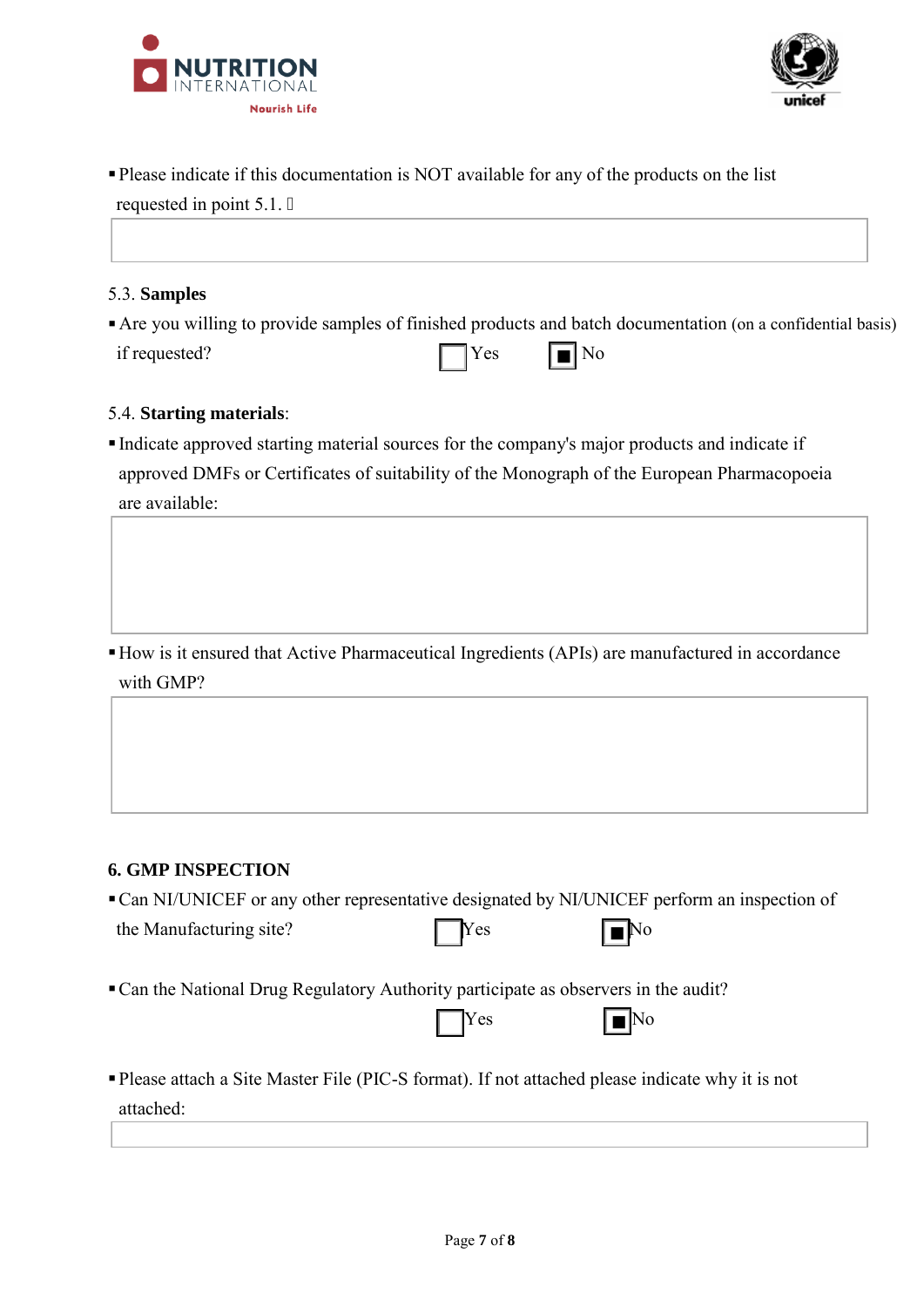- Please indicate if this documentation is NOT available for any of the products on the list requested in point 5.1.

| |
|---|
| |

5.3. **Samples**

- Are you willing to provide samples of finished products and batch documentation (on a confidential basis) if requested? ☐ Yes ☒ No

5.4. **Starting materials**:

- Indicate approved starting material sources for the company's major products and indicate if approved DMFs or Certificates of suitability of the Monograph of the European Pharmacopoeia are available:

| |
|---|
| |

- How is it ensured that Active Pharmaceutical Ingredients (APIs) are manufactured in accordance with GMP?

| |
|---|
| |

**6. GMP INSPECTION**

- Can NI/UNICEF or any other representative designated by NI/UNICEF perform an inspection of the Manufacturing site? ☐ Yes ☒ No

- Can the National Drug Regulatory Authority participate as observers in the audit? ☐ Yes ☒ No

- Please attach a Site Master File (PIC-S format). If not attached please indicate why it is not attached:

| |
|---|
| |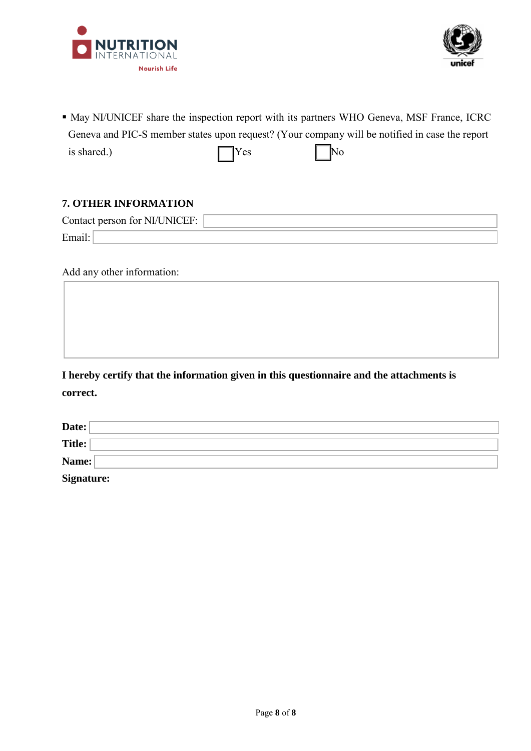- May NI/UNICEF share the inspection report with its partners WHO Geneva, MSF France, ICRC Geneva and PIC-S member states upon request? (Your company will be notified in case the report is shared.) ☐ Yes ☐ No

## 7. OTHER INFORMATION

Contact person for NI/UNICEF:

Email:

Add any other information:

**I hereby certify that the information given in this questionnaire and the attachments is correct.**

**Date:**

**Title:**

**Name:**

**Signature:**